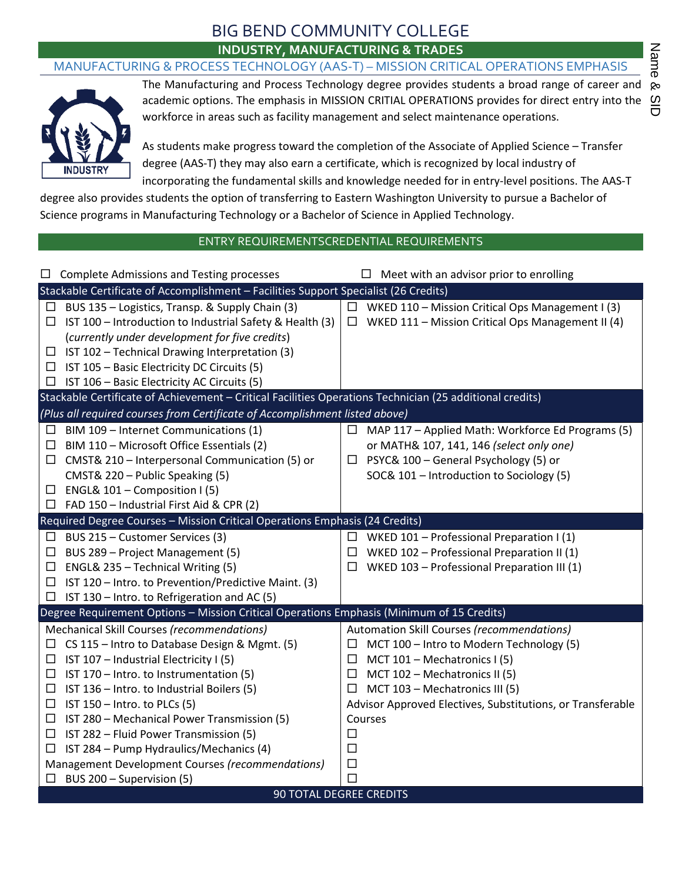# BIG BEND COMMUNITY COLLEGE

## INDUSTRY, MANUFACTURING & TRADES

### MANUFACTURING & PROCESS TECHNOLOGY (AAS-T) – MISSION CRITICAL OPERATIONS EMPHASIS

Name & SID

The Manufacturing and Process Technology degree provides students a broad range of career and academic options. The emphasis in MISSION CRITIAL OPERATIONS provides for direct entry into the workforce in areas such as facility management and select maintenance operations.

As students make progress toward the completion of the Associate of Applied Science – Transfer degree (AAS-T) they may also earn a certificate, which is recognized by local industry of incorporating the fundamental skills and knowledge needed for in entry-level positions. The AAS-T degree also provides students the option of transferring to Eastern Washington University to pursue a Bachelor of Science programs in Manufacturing Technology or a Bachelor of Science in Applied Technology.

### ENTRY REQUIREMENTSCREDENTIAL REQUIREMENTS

| | |
|---|---|
| ☐ Complete Admissions and Testing processes | ☐ Meet with an advisor prior to enrolling |
| **Stackable Certificate of Accomplishment – Facilities Support Specialist (26 Credits)** | |
| ☐ BUS 135 – Logistics, Transp. & Supply Chain (3) | ☐ WKED 110 – Mission Critical Ops Management I (3) |
| ☐ IST 100 – Introduction to Industrial Safety & Health (3) (*currently under development for five credits*) | ☐ WKED 111 – Mission Critical Ops Management II (4) |
| ☐ IST 102 – Technical Drawing Interpretation (3) | |
| ☐ IST 105 – Basic Electricity DC Circuits (5) | |
| ☐ IST 106 – Basic Electricity AC Circuits (5) | |
| **Stackable Certificate of Achievement – Critical Facilities Operations Technician (25 additional credits)** *(Plus all required courses from Certificate of Accomplishment listed above)* | |
| ☐ BIM 109 – Internet Communications (1) | ☐ MAP 117 – Applied Math: Workforce Ed Programs (5) or MATH& 107, 141, 146 *(select only one)* |
| ☐ BIM 110 – Microsoft Office Essentials (2) | ☐ PSYC& 100 – General Psychology (5) or SOC& 101 – Introduction to Sociology (5) |
| ☐ CMST& 210 – Interpersonal Communication (5) or CMST& 220 – Public Speaking (5) | |
| ☐ ENGL& 101 – Composition I (5) | |
| ☐ FAD 150 – Industrial First Aid & CPR (2) | |
| **Required Degree Courses – Mission Critical Operations Emphasis (24 Credits)** | |
| ☐ BUS 215 – Customer Services (3) | ☐ WKED 101 – Professional Preparation I (1) |
| ☐ BUS 289 – Project Management (5) | ☐ WKED 102 – Professional Preparation II (1) |
| ☐ ENGL& 235 – Technical Writing (5) | ☐ WKED 103 – Professional Preparation III (1) |
| ☐ IST 120 – Intro. to Prevention/Predictive Maint. (3) | |
| ☐ IST 130 – Intro. to Refrigeration and AC (5) | |
| **Degree Requirement Options – Mission Critical Operations Emphasis (Minimum of 15 Credits)** | |
| Mechanical Skill Courses *(recommendations)* | Automation Skill Courses *(recommendations)* |
| ☐ CS 115 – Intro to Database Design & Mgmt. (5) | ☐ MCT 100 – Intro to Modern Technology (5) |
| ☐ IST 107 – Industrial Electricity I (5) | ☐ MCT 101 – Mechatronics I (5) |
| ☐ IST 170 – Intro. to Instrumentation (5) | ☐ MCT 102 – Mechatronics II (5) |
| ☐ IST 136 – Intro. to Industrial Boilers (5) | ☐ MCT 103 – Mechatronics III (5) |
| ☐ IST 150 – Intro. to PLCs (5) | Advisor Approved Electives, Substitutions, or Transferable Courses |
| ☐ IST 280 – Mechanical Power Transmission (5) | ☐ |
| ☐ IST 282 – Fluid Power Transmission (5) | ☐ |
| ☐ IST 284 – Pump Hydraulics/Mechanics (4) | ☐ |
| Management Development Courses *(recommendations)* | ☐ |
| ☐ BUS 200 – Supervision (5) | |
| **90 TOTAL DEGREE CREDITS** | |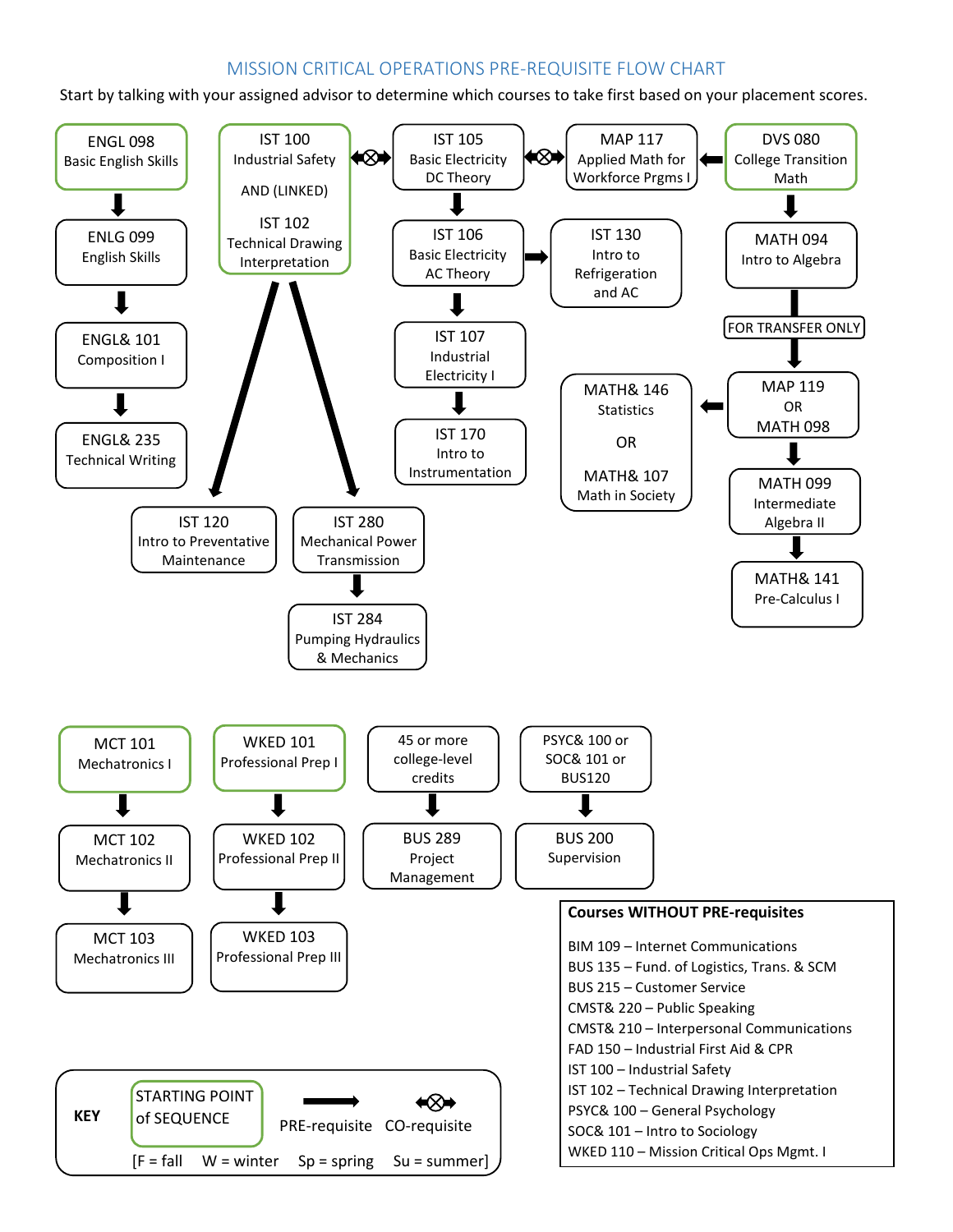# MISSION CRITICAL OPERATIONS PRE-REQUISITE FLOW CHART

Start by talking with your assigned advisor to determine which courses to take first based on your placement scores.

**English sequence**
- ENGL 098 Basic English Skills (starting point)
- → ENLG 099 English Skills
- → ENGL& 101 Composition I
- → ENGL& 235 Technical Writing

**Industrial Safety / Technical Drawing sequence**
- IST 100 Industrial Safety AND (LINKED) IST 102 Technical Drawing Interpretation (starting point)
  - IST 100 ↔ IST 105 (co-requisite)
- → IST 120 Intro to Preventative Maintenance
- → IST 280 Mechanical Power Transmission
  - → IST 284 Pumping Hydraulics & Mechanics

**Electricity sequence**
- IST 105 Basic Electricity DC Theory
  - IST 105 ↔ MAP 117 (co-requisite)
- → IST 106 Basic Electricity AC Theory
  - → IST 130 Intro to Refrigeration and AC
- → IST 107 Industrial Electricity I
- → IST 170 Intro to Instrumentation

**Math sequence**
- DVS 080 College Transition Math (starting point)
  - → MAP 117 Applied Math for Workforce Prgms I
- → MATH 094 Intro to Algebra
- FOR TRANSFER ONLY
- → MAP 119 OR MATH 098
  - → MATH& 146 Statistics OR MATH& 107 Math in Society
- → MATH 099 Intermediate Algebra II
- → MATH& 141 Pre-Calculus I

**Mechatronics sequence**
- MCT 101 Mechatronics I (starting point)
- → MCT 102 Mechatronics II
- → MCT 103 Mechatronics III

**Professional Prep sequence**
- WKED 101 Professional Prep I (starting point)
- → WKED 102 Professional Prep II
- → WKED 103 Professional Prep III

**Business**
- 45 or more college-level credits → BUS 289 Project Management
- PSYC& 100 or SOC& 101 or BUS120 → BUS 200 Supervision

**Courses WITHOUT PRE-requisites**

- BIM 109 – Internet Communications
- BUS 135 – Fund. of Logistics, Trans. & SCM
- BUS 215 – Customer Service
- CMST& 220 – Public Speaking
- CMST& 210 – Interpersonal Communications
- FAD 150 – Industrial First Aid & CPR
- IST 100 – Industrial Safety
- IST 102 – Technical Drawing Interpretation
- PSYC& 100 – General Psychology
- SOC& 101 – Intro to Sociology
- WKED 110 – Mission Critical Ops Mgmt. I

**KEY**

- STARTING POINT of SEQUENCE (green box)
- → PRE-requisite
- ↔ CO-requisite

[F = fall W = winter Sp = spring Su = summer]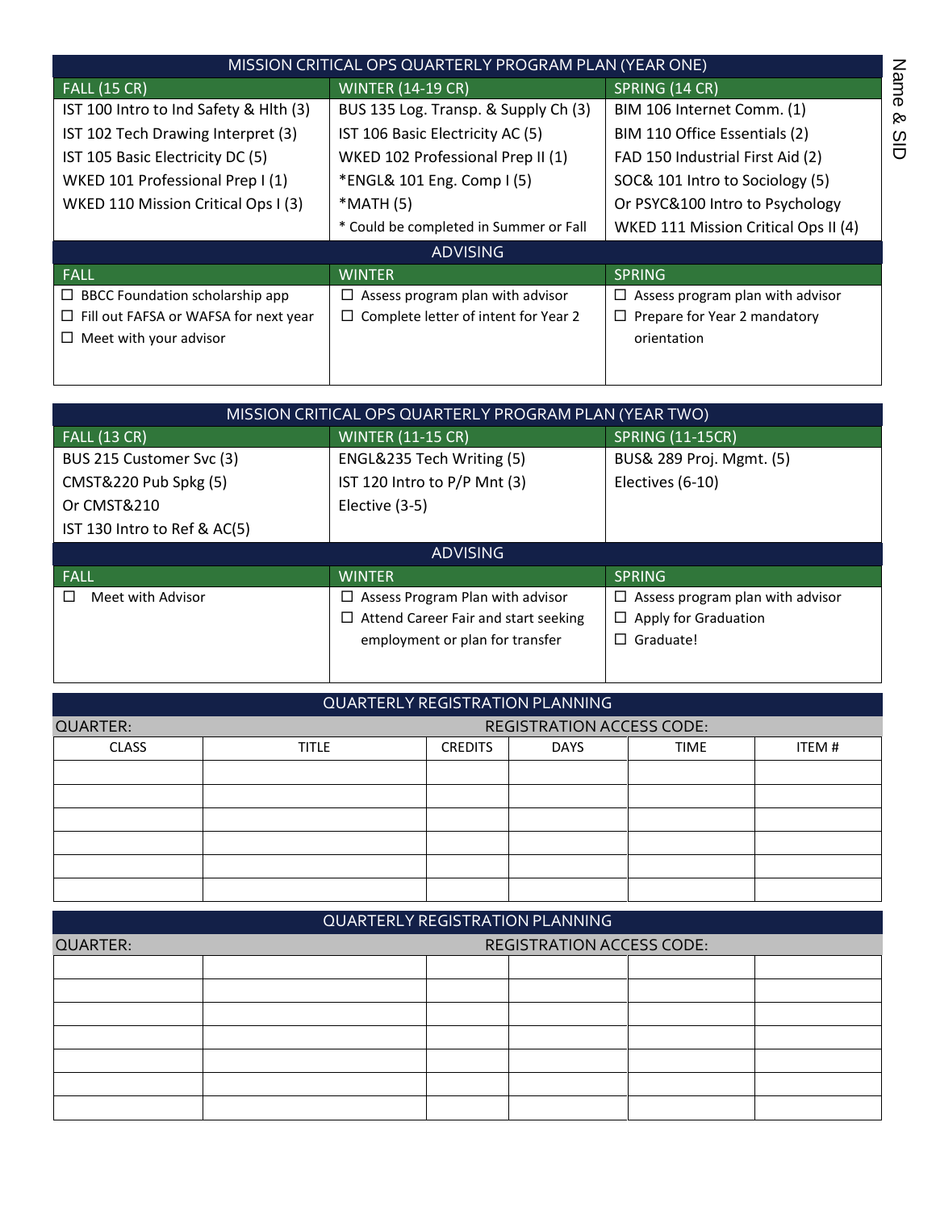Name & SID

## MISSION CRITICAL OPS QUARTERLY PROGRAM PLAN (YEAR ONE)

| FALL (15 CR) | WINTER (14-19 CR) | SPRING (14 CR) |
|---|---|---|
| IST 100 Intro to Ind Safety & Hlth (3) | BUS 135 Log. Transp. & Supply Ch (3) | BIM 106 Internet Comm. (1) |
| IST 102 Tech Drawing Interpret (3) | IST 106 Basic Electricity AC (5) | BIM 110 Office Essentials (2) |
| IST 105 Basic Electricity DC (5) | WKED 102 Professional Prep II (1) | FAD 150 Industrial First Aid (2) |
| WKED 101 Professional Prep I (1) | *ENGL& 101 Eng. Comp I (5) | SOC& 101 Intro to Sociology (5) |
| WKED 110 Mission Critical Ops I (3) | *MATH (5) | Or PSYC&100 Intro to Psychology |
| | * Could be completed in Summer or Fall | WKED 111 Mission Critical Ops II (4) |

### ADVISING

| FALL | WINTER | SPRING |
|---|---|---|
| ☐ BBCC Foundation scholarship app | ☐ Assess program plan with advisor | ☐ Assess program plan with advisor |
| ☐ Fill out FAFSA or WAFSA for next year | ☐ Complete letter of intent for Year 2 | ☐ Prepare for Year 2 mandatory orientation |
| ☐ Meet with your advisor | | |

## MISSION CRITICAL OPS QUARTERLY PROGRAM PLAN (YEAR TWO)

| FALL (13 CR) | WINTER (11-15 CR) | SPRING (11-15CR) |
|---|---|---|
| BUS 215 Customer Svc (3) | ENGL&235 Tech Writing (5) | BUS& 289 Proj. Mgmt. (5) |
| CMST&220 Pub Spkg (5) | IST 120 Intro to P/P Mnt (3) | Electives (6-10) |
| Or CMST&210 | Elective (3-5) | |
| IST 130 Intro to Ref & AC(5) | | |

### ADVISING

| FALL | WINTER | SPRING |
|---|---|---|
| ☐ Meet with Advisor | ☐ Assess Program Plan with advisor | ☐ Assess program plan with advisor |
| | ☐ Attend Career Fair and start seeking employment or plan for transfer | ☐ Apply for Graduation |
| | | ☐ Graduate! |

## QUARTERLY REGISTRATION PLANNING

QUARTER: REGISTRATION ACCESS CODE:

| CLASS | TITLE | CREDITS | DAYS | TIME | ITEM # |
|---|---|---|---|---|---|
| | | | | | |
| | | | | | |
| | | | | | |
| | | | | | |
| | | | | | |
| | | | | | |

## QUARTERLY REGISTRATION PLANNING

QUARTER: REGISTRATION ACCESS CODE:

| | | | | | |
|---|---|---|---|---|---|
| | | | | | |
| | | | | | |
| | | | | | |
| | | | | | |
| | | | | | |
| | | | | | |
| | | | | | |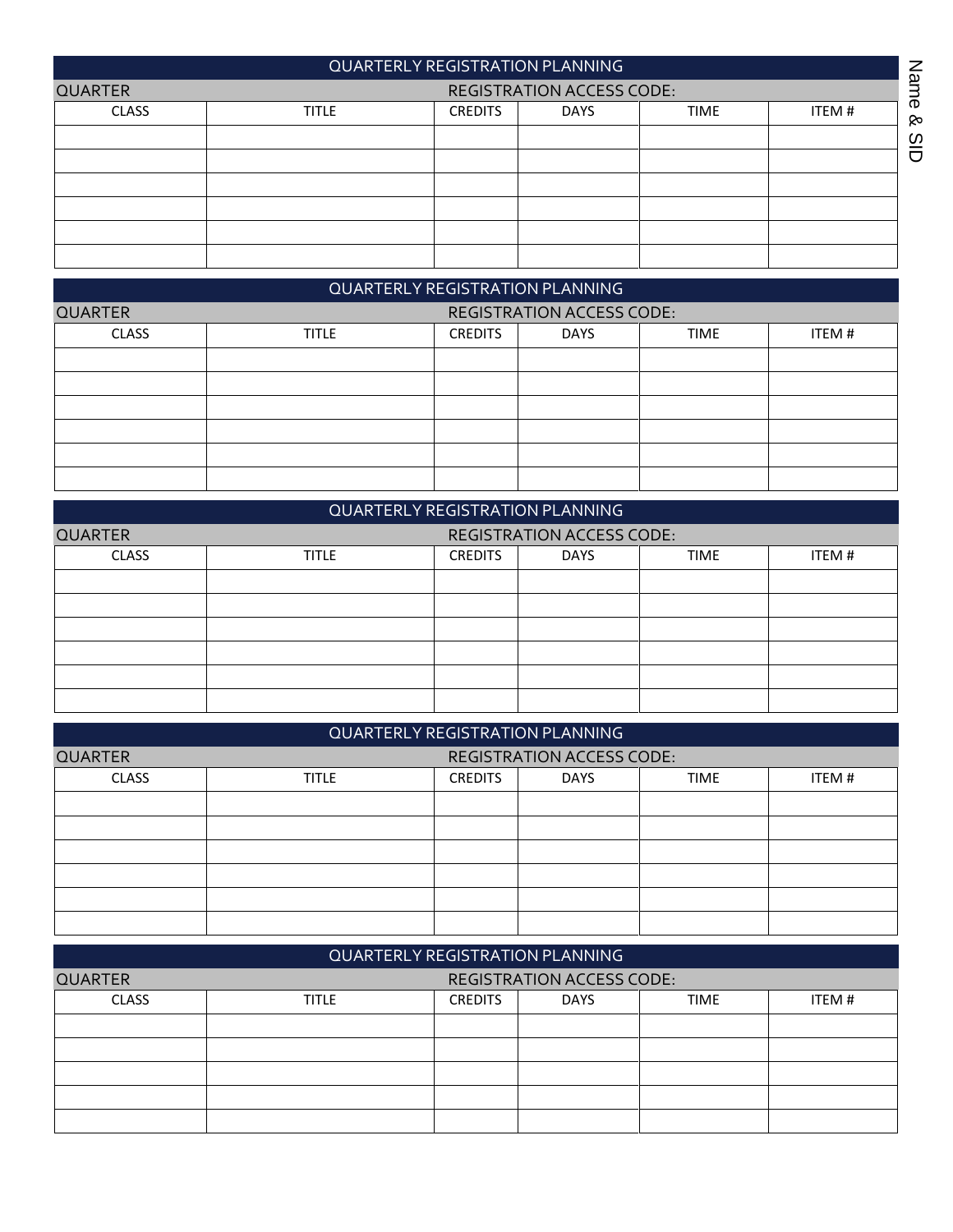Name & SID

## QUARTERLY REGISTRATION PLANNING

QUARTER REGISTRATION ACCESS CODE:

| CLASS | TITLE | CREDITS | DAYS | TIME | ITEM # |
|---|---|---|---|---|---|
| | | | | | |
| | | | | | |
| | | | | | |
| | | | | | |
| | | | | | |
| | | | | | |

## QUARTERLY REGISTRATION PLANNING

QUARTER REGISTRATION ACCESS CODE:

| CLASS | TITLE | CREDITS | DAYS | TIME | ITEM # |
|---|---|---|---|---|---|
| | | | | | |
| | | | | | |
| | | | | | |
| | | | | | |
| | | | | | |
| | | | | | |

## QUARTERLY REGISTRATION PLANNING

QUARTER REGISTRATION ACCESS CODE:

| CLASS | TITLE | CREDITS | DAYS | TIME | ITEM # |
|---|---|---|---|---|---|
| | | | | | |
| | | | | | |
| | | | | | |
| | | | | | |
| | | | | | |
| | | | | | |

## QUARTERLY REGISTRATION PLANNING

QUARTER REGISTRATION ACCESS CODE:

| CLASS | TITLE | CREDITS | DAYS | TIME | ITEM # |
|---|---|---|---|---|---|
| | | | | | |
| | | | | | |
| | | | | | |
| | | | | | |
| | | | | | |
| | | | | | |

## QUARTERLY REGISTRATION PLANNING

QUARTER REGISTRATION ACCESS CODE:

| CLASS | TITLE | CREDITS | DAYS | TIME | ITEM # |
|---|---|---|---|---|---|
| | | | | | |
| | | | | | |
| | | | | | |
| | | | | | |
| | | | | | |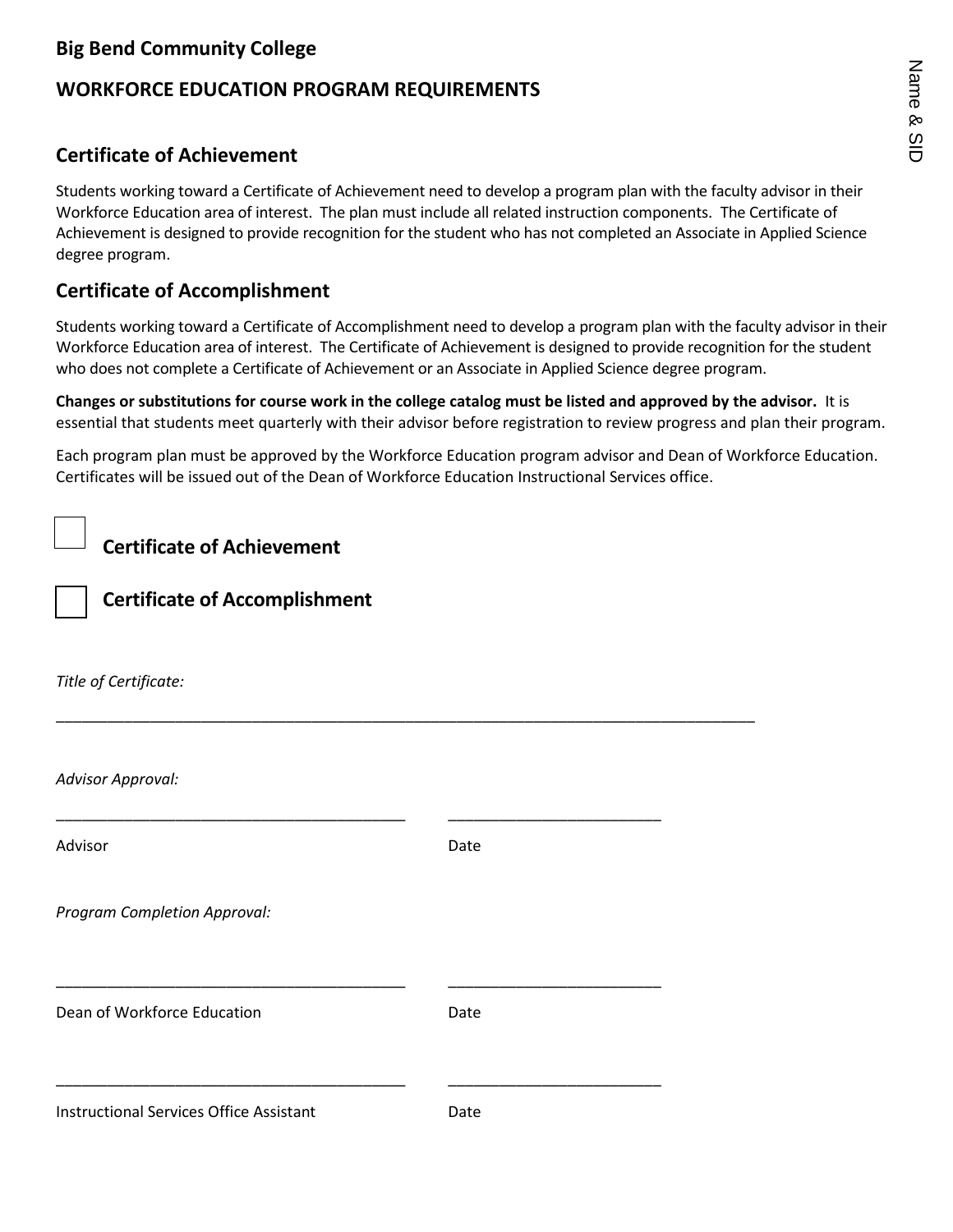**Big Bend Community College**

**WORKFORCE EDUCATION PROGRAM REQUIREMENTS**

Name & SID

## Certificate of Achievement

Students working toward a Certificate of Achievement need to develop a program plan with the faculty advisor in their Workforce Education area of interest. The plan must include all related instruction components. The Certificate of Achievement is designed to provide recognition for the student who has not completed an Associate in Applied Science degree program.

## Certificate of Accomplishment

Students working toward a Certificate of Accomplishment need to develop a program plan with the faculty advisor in their Workforce Education area of interest. The Certificate of Achievement is designed to provide recognition for the student who does not complete a Certificate of Achievement or an Associate in Applied Science degree program.

**Changes or substitutions for course work in the college catalog must be listed and approved by the advisor.** It is essential that students meet quarterly with their advisor before registration to review progress and plan their program.

Each program plan must be approved by the Workforce Education program advisor and Dean of Workforce Education. Certificates will be issued out of the Dean of Workforce Education Instructional Services office.

☐ **Certificate of Achievement**

☐ **Certificate of Accomplishment**

*Title of Certificate:*

______________________________________________________________________________

*Advisor Approval:*

_______________________________________ &nbsp;&nbsp;&nbsp; _______________________

Advisor &nbsp;&nbsp;&nbsp; Date

*Program Completion Approval:*

_______________________________________ &nbsp;&nbsp;&nbsp; _______________________

Dean of Workforce Education &nbsp;&nbsp;&nbsp; Date

_______________________________________ &nbsp;&nbsp;&nbsp; _______________________

Instructional Services Office Assistant &nbsp;&nbsp;&nbsp; Date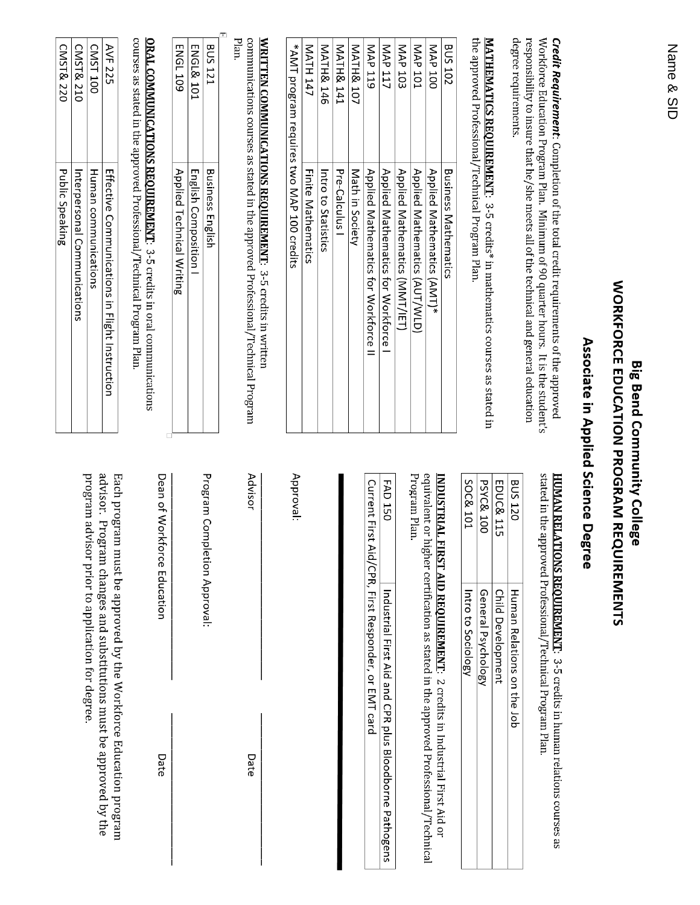Name & SID

# Big Bend Community College
# WORKFORCE EDUCATION PROGRAM REQUIREMENTS
## Associate in Applied Science Degree

***Credit Requirement***: Completion of the total credit requirements of the approved Workforce Education Program Plan. Minimum of 90 quarter hours. It is the student's responsibility to insure that he/she meets all of the technical and general education degree requirements.

**MATHEMATICS REQUIREMENT**: 3-5 credits* in mathematics courses as stated in the approved Professional/Technical Program Plan.

| | |
|---|---|
| BUS 102 | Business Mathematics |
| MAP 100 | Applied Mathematics (AMT)* |
| MAP 101 | Applied Mathematics (AUT/WLD) |
| MAP 103 | Applied Mathematics (MMT/IET) |
| MAP 117 | Applied Mathematics for Workforce I |
| MAP 119 | Applied Mathematics for Workforce II |
| MATH& 107 | Math in Society |
| MATH& 141 | Pre-Calculus I |
| MATH& 146 | Intro to Statistics |
| MATH 147 | Finite Mathematics |
| *AMT program requires two MAP 100 credits | |

**WRITTEN COMMUNICATIONS REQUIREMENT**: 3-5 credits in written communications courses as stated in the approved Professional/Technical Program Plan.

| | |
|---|---|
| BUS 121 | Business English |
| ENGL& 101 | English Composition I |
| ENGL 109 | Applied Technical Writing |

**ORAL COMMUNICATIONS REQUIREMENT**: 3-5 credits in oral communications courses as stated in the approved Professional/Technical Program Plan.

| | |
|---|---|
| AVF 225 | Effective Communications in Flight Instruction |
| CMST 100 | Human communications |
| CMST& 210 | Interpersonal Communications |
| CMST& 220 | Public Speaking |

**HUMAN RELATIONS REQUIREMENT**: 3-5 credits in human relations courses as stated in the approved Professional/Technical Program Plan.

| | |
|---|---|
| BUS 120 | Human Relations on the Job |
| EDUC& 115 | Child Development |
| PSYC& 100 | General Psychology |
| SOC& 101 | Intro to Sociology |

**INDUSTRIAL FIRST AID REQUIREMENT**: 2 credits in Industrial First Aid or equivalent or higher certification as stated in the approved Professional/Technical Program Plan.

| | |
|---|---|
| FAD 150 | Industrial First Aid and CPR plus Bloodborne Pathogens |
| Current First Aid/CPR, First Responder, or EMT card | |

Approval:

Advisor ____________________ Date ____________

Program Completion Approval:

Dean of Workforce Education ____________________ Date ____________

Each program must be approved by the Workforce Education program advisor. Program changes and substitutions must be approved by the program advisor prior to application for degree.